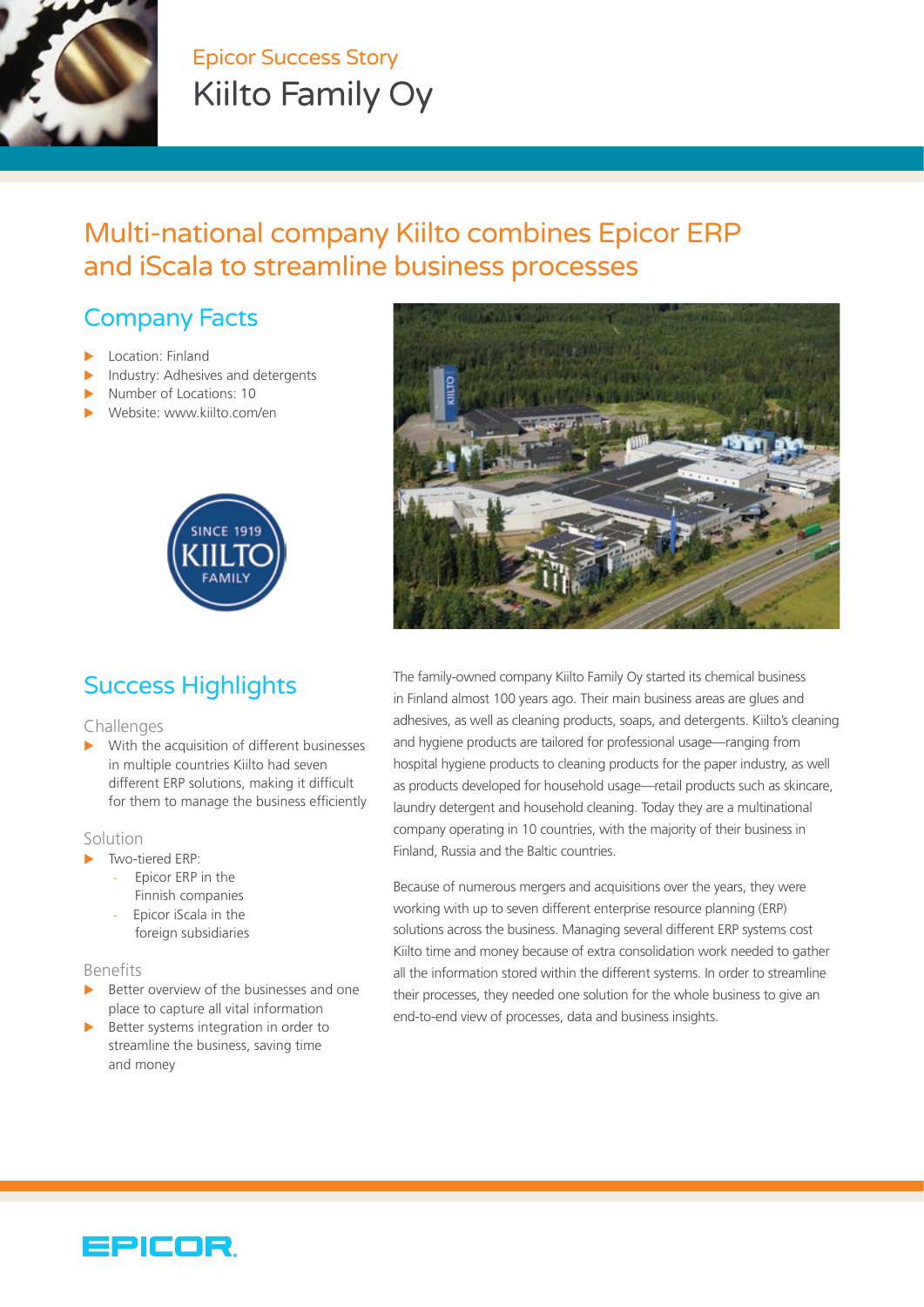Epicor Success Story

# Kiilto Family Oy

## Multi-national company Kiilto combines Epicor ERP and iScala to streamline business processes

## Company Facts

- Location: Finland
- Industry: Adhesives and detergents
- Number of Locations: 10
- Website: www.kiilto.com/en

## Success Highlights

### Challenges

- With the acquisition of different businesses in multiple countries Kiilto had seven different ERP solutions, making it difficult for them to manage the business efficiently

### Solution

- Two-tiered ERP:
  - Epicor ERP in the Finnish companies
  - Epicor iScala in the foreign subsidiaries

### Benefits

- Better overview of the businesses and one place to capture all vital information
- Better systems integration in order to streamline the business, saving time and money

The family-owned company Kiilto Family Oy started its chemical business in Finland almost 100 years ago. Their main business areas are glues and adhesives, as well as cleaning products, soaps, and detergents. Kiilto's cleaning and hygiene products are tailored for professional usage—ranging from hospital hygiene products to cleaning products for the paper industry, as well as products developed for household usage—retail products such as skincare, laundry detergent and household cleaning. Today they are a multinational company operating in 10 countries, with the majority of their business in Finland, Russia and the Baltic countries.

Because of numerous mergers and acquisitions over the years, they were working with up to seven different enterprise resource planning (ERP) solutions across the business. Managing several different ERP systems cost Kiilto time and money because of extra consolidation work needed to gather all the information stored within the different systems. In order to streamline their processes, they needed one solution for the whole business to give an end-to-end view of processes, data and business insights.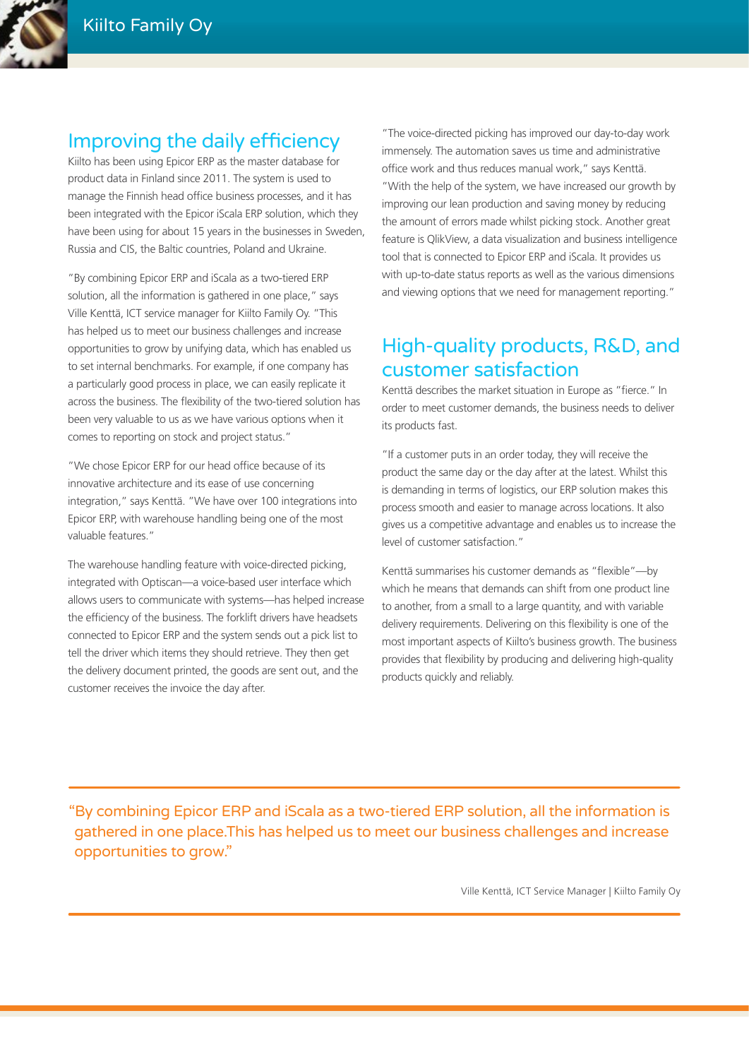## Improving the daily efficiency

Kiilto has been using Epicor ERP as the master database for product data in Finland since 2011. The system is used to manage the Finnish head office business processes, and it has been integrated with the Epicor iScala ERP solution, which they have been using for about 15 years in the businesses in Sweden, Russia and CIS, the Baltic countries, Poland and Ukraine.

"By combining Epicor ERP and iScala as a two-tiered ERP solution, all the information is gathered in one place," says Ville Kenttä, ICT service manager for Kiilto Family Oy. "This has helped us to meet our business challenges and increase opportunities to grow by unifying data, which has enabled us to set internal benchmarks. For example, if one company has a particularly good process in place, we can easily replicate it across the business. The flexibility of the two-tiered solution has been very valuable to us as we have various options when it comes to reporting on stock and project status."

"We chose Epicor ERP for our head office because of its innovative architecture and its ease of use concerning integration," says Kenttä. "We have over 100 integrations into Epicor ERP, with warehouse handling being one of the most valuable features."

The warehouse handling feature with voice-directed picking, integrated with Optiscan—a voice-based user interface which allows users to communicate with systems—has helped increase the efficiency of the business. The forklift drivers have headsets connected to Epicor ERP and the system sends out a pick list to tell the driver which items they should retrieve. They then get the delivery document printed, the goods are sent out, and the customer receives the invoice the day after.

"The voice-directed picking has improved our day-to-day work immensely. The automation saves us time and administrative office work and thus reduces manual work," says Kenttä. "With the help of the system, we have increased our growth by improving our lean production and saving money by reducing the amount of errors made whilst picking stock. Another great feature is QlikView, a data visualization and business intelligence tool that is connected to Epicor ERP and iScala. It provides us with up-to-date status reports as well as the various dimensions and viewing options that we need for management reporting."

## High-quality products, R&D, and customer satisfaction

Kenttä describes the market situation in Europe as "fierce." In order to meet customer demands, the business needs to deliver its products fast.

"If a customer puts in an order today, they will receive the product the same day or the day after at the latest. Whilst this is demanding in terms of logistics, our ERP solution makes this process smooth and easier to manage across locations. It also gives us a competitive advantage and enables us to increase the level of customer satisfaction."

Kenttä summarises his customer demands as "flexible"—by which he means that demands can shift from one product line to another, from a small to a large quantity, and with variable delivery requirements. Delivering on this flexibility is one of the most important aspects of Kiilto's business growth. The business provides that flexibility by producing and delivering high-quality products quickly and reliably.

> "By combining Epicor ERP and iScala as a two-tiered ERP solution, all the information is gathered in one place.This has helped us to meet our business challenges and increase opportunities to grow."
>
> Ville Kenttä, ICT Service Manager | Kiilto Family Oy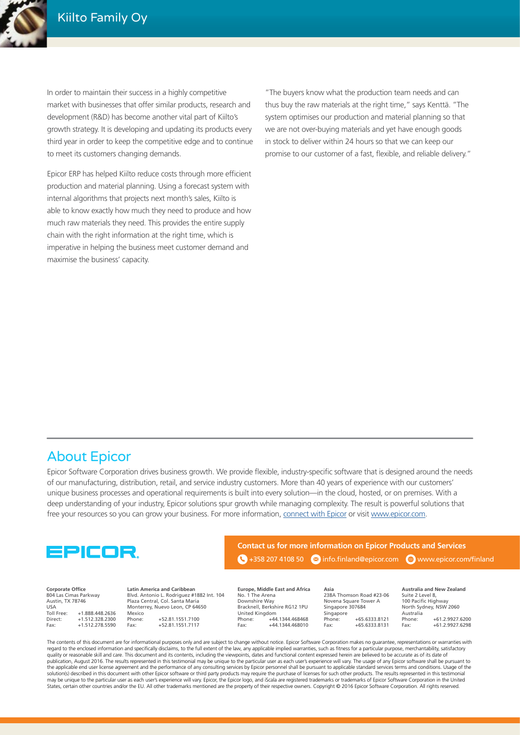In order to maintain their success in a highly competitive market with businesses that offer similar products, research and development (R&D) has become another vital part of Kiilto's growth strategy. It is developing and updating its products every third year in order to keep the competitive edge and to continue to meet its customers changing demands.

Epicor ERP has helped Kiilto reduce costs through more efficient production and material planning. Using a forecast system with internal algorithms that projects next month's sales, Kiilto is able to know exactly how much they need to produce and how much raw materials they need. This provides the entire supply chain with the right information at the right time, which is imperative in helping the business meet customer demand and maximise the business' capacity.

"The buyers know what the production team needs and can thus buy the raw materials at the right time," says Kenttä. "The system optimises our production and material planning so that we are not over-buying materials and yet have enough goods in stock to deliver within 24 hours so that we can keep our promise to our customer of a fast, flexible, and reliable delivery."

## About Epicor

Epicor Software Corporation drives business growth. We provide flexible, industry-specific software that is designed around the needs of our manufacturing, distribution, retail, and service industry customers. More than 40 years of experience with our customers' unique business processes and operational requirements is built into every solution—in the cloud, hosted, or on premises. With a deep understanding of your industry, Epicor solutions spur growth while managing complexity. The result is powerful solutions that free your resources so you can grow your business. For more information, [connect with Epicor](#) or visit [www.epicor.com](http://www.epicor.com).

EPICOR

**Contact us for more information on Epicor Products and Services**

+358 207 4108 50 | info.finland@epicor.com | www.epicor.com/finland

**Corporate Office**
804 Las Cimas Parkway
Austin, TX 78746
USA
Toll Free: +1.888.448.2636
Direct: +1.512.328.2300
Fax: +1.512.278.5590

**Latin America and Caribbean**
Blvd. Antonio L. Rodriguez #1882 Int. 104
Plaza Central, Col. Santa Maria
Monterrey, Nuevo Leon, CP 64650
Mexico
Phone: +52.81.1551.7100
Fax: +52.81.1551.7117

**Europe, Middle East and Africa**
No. 1 The Arena
Downshire Way
Bracknell, Berkshire RG12 1PU
United Kingdom
Phone: +44.1344.468468
Fax: +44.1344.468010

**Asia**
238A Thomson Road #23-06
Novena Square Tower A
Singapore 307684
Singapore
Phone: +65.6333.8121
Fax: +65.6333.8131

**Australia and New Zealand**
Suite 2 Level 8,
100 Pacific Highway
North Sydney, NSW 2060
Australia
Phone: +61.2.9927.6200
Fax: +61.2.9927.6298

The contents of this document are for informational purposes only and are subject to change without notice. Epicor Software Corporation makes no guarantee, representations or warranties with regard to the enclosed information and specifically disclaims, to the full extent of the law, any applicable implied warranties, such as fitness for a particular purpose, merchantability, satisfactory quality or reasonable skill and care. This document and its contents, including the viewpoints, dates and functional content expressed herein are believed to be accurate as of its date of publication, August 2016. The results represented in this testimonial may be unique to the particular user as each user's experience will vary. The usage of any Epicor software shall be pursuant to the applicable end user license agreement and the performance of any consulting services by Epicor personnel shall be pursuant to applicable standard services terms and conditions. Usage of the solution(s) described in this document with other Epicor software or third party products may require the purchase of licenses for such other products. The results represented in this testimonial may be unique to the particular user as each user's experience will vary. Epicor, the Epicor logo, and iScala are registered trademarks or trademarks of Epicor Software Corporation in the United States, certain other countries and/or the EU. All other trademarks mentioned are the property of their respective owners. Copyright © 2016 Epicor Software Corporation. All rights reserved.